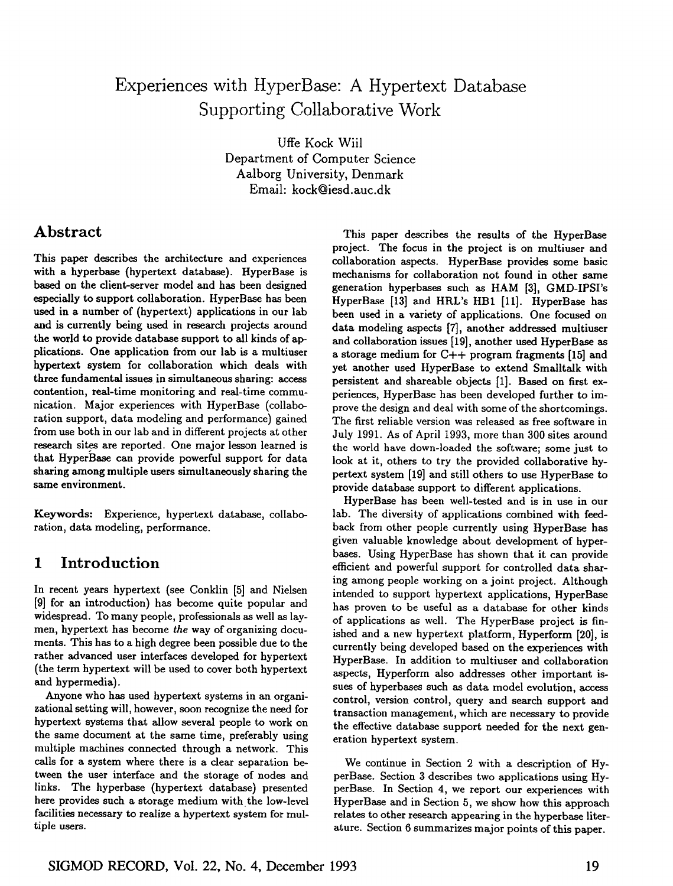# Experiences with HyperBase: A Hypertext Database Supporting Collaborative Work

Uffe Kock Wiil
Department of Computer Science
Aalborg University, Denmark
Email: kock@iesd.auc.dk

## Abstract

This paper describes the architecture and experiences with a hyperbase (hypertext database). HyperBase is based on the client-server model and has been designed especially to support collaboration. HyperBase has been used in a number of (hypertext) applications in our lab and is currently being used in research projects around the world to provide database support to all kinds of applications. One application from our lab is a multiuser hypertext system for collaboration which deals with three fundamental issues in simultaneous sharing: access contention, real-time monitoring and real-time communication. Major experiences with HyperBase (collaboration support, data modeling and performance) gained from use both in our lab and in different projects at other research sites are reported. One major lesson learned is that HyperBase can provide powerful support for data sharing among multiple users simultaneously sharing the same environment.

**Keywords:** Experience, hypertext database, collaboration, data modeling, performance.

## 1 Introduction

In recent years hypertext (see Conklin [5] and Nielsen [9] for an introduction) has become quite popular and widespread. To many people, professionals as well as laymen, hypertext has become *the* way of organizing documents. This has to a high degree been possible due to the rather advanced user interfaces developed for hypertext (the term hypertext will be used to cover both hypertext and hypermedia).

Anyone who has used hypertext systems in an organizational setting will, however, soon recognize the need for hypertext systems that allow several people to work on the same document at the same time, preferably using multiple machines connected through a network. This calls for a system where there is a clear separation between the user interface and the storage of nodes and links. The hyperbase (hypertext database) presented here provides such a storage medium with the low-level facilities necessary to realize a hypertext system for multiple users.

This paper describes the results of the HyperBase project. The focus in the project is on multiuser and collaboration aspects. HyperBase provides some basic mechanisms for collaboration not found in other same generation hyperbases such as HAM [3], GMD-IPSI's HyperBase [13] and HRL's HB1 [11]. HyperBase has been used in a variety of applications. One focused on data modeling aspects [7], another addressed multiuser and collaboration issues [19], another used HyperBase as a storage medium for C++ program fragments [15] and yet another used HyperBase to extend Smalltalk with persistent and shareable objects [1]. Based on first experiences, HyperBase has been developed further to improve the design and deal with some of the shortcomings. The first reliable version was released as free software in July 1991. As of April 1993, more than 300 sites around the world have down-loaded the software; some just to look at it, others to try the provided collaborative hypertext system [19] and still others to use HyperBase to provide database support to different applications.

HyperBase has been well-tested and is in use in our lab. The diversity of applications combined with feedback from other people currently using HyperBase has given valuable knowledge about development of hyperbases. Using HyperBase has shown that it can provide efficient and powerful support for controlled data sharing among people working on a joint project. Although intended to support hypertext applications, HyperBase has proven to be useful as a database for other kinds of applications as well. The HyperBase project is finished and a new hypertext platform, Hyperform [20], is currently being developed based on the experiences with HyperBase. In addition to multiuser and collaboration aspects, Hyperform also addresses other important issues of hyperbases such as data model evolution, access control, version control, query and search support and transaction management, which are necessary to provide the effective database support needed for the next generation hypertext system.

We continue in Section 2 with a description of HyperBase. Section 3 describes two applications using HyperBase. In Section 4, we report our experiences with HyperBase and in Section 5, we show how this approach relates to other research appearing in the hyperbase literature. Section 6 summarizes major points of this paper.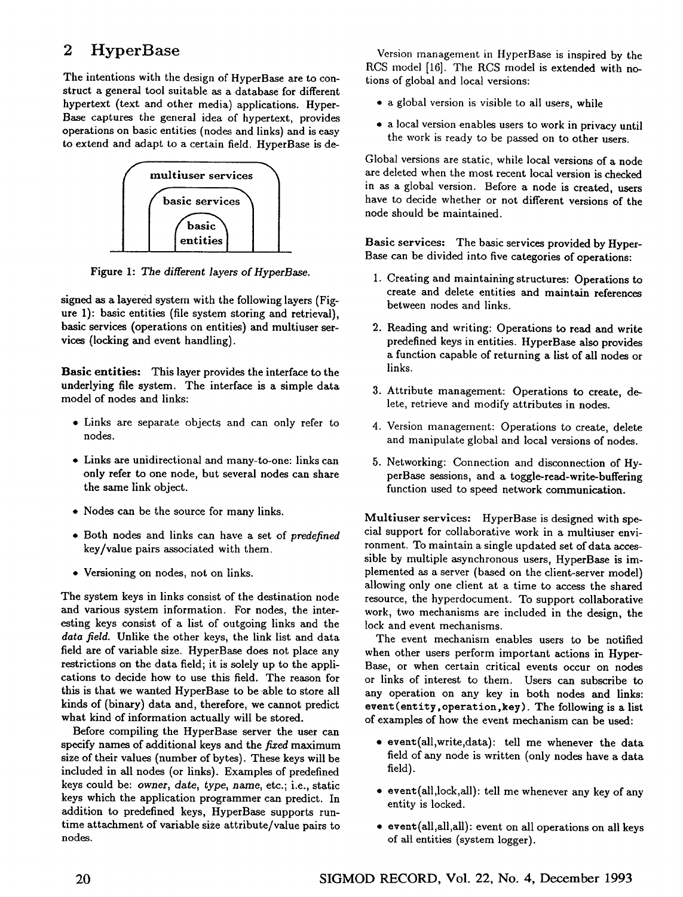## 2 HyperBase

The intentions with the design of HyperBase are to construct a general tool suitable as a database for different hypertext (text and other media) applications. HyperBase captures the general idea of hypertext, provides operations on basic entities (nodes and links) and is easy to extend and adapt to a certain field. HyperBase is designed as a layered system with the following layers (Figure 1): basic entities (file system storing and retrieval), basic services (operations on entities) and multiuser services (locking and event handling).

multiuser services

basic services

basic entities

Figure 1: *The different layers of HyperBase.*

**Basic entities:** This layer provides the interface to the underlying file system. The interface is a simple data model of nodes and links:

- Links are separate objects and can only refer to nodes.
- Links are unidirectional and many-to-one: links can only refer to one node, but several nodes can share the same link object.
- Nodes can be the source for many links.
- Both nodes and links can have a set of *predefined* key/value pairs associated with them.
- Versioning on nodes, not on links.

The system keys in links consist of the destination node and various system information. For nodes, the interesting keys consist of a list of outgoing links and the *data field*. Unlike the other keys, the link list and data field are of variable size. HyperBase does not place any restrictions on the data field; it is solely up to the applications to decide how to use this field. The reason for this is that we wanted HyperBase to be able to store all kinds of (binary) data and, therefore, we cannot predict what kind of information actually will be stored.

Before compiling the HyperBase server the user can specify names of additional keys and the *fixed* maximum size of their values (number of bytes). These keys will be included in all nodes (or links). Examples of predefined keys could be: *owner*, *date*, *type*, *name*, etc.; i.e., static keys which the application programmer can predict. In addition to predefined keys, HyperBase supports run-time attachment of variable size attribute/value pairs to nodes.

Version management in HyperBase is inspired by the RCS model [16]. The RCS model is extended with notions of global and local versions:

- a global version is visible to all users, while
- a local version enables users to work in privacy until the work is ready to be passed on to other users.

Global versions are static, while local versions of a node are deleted when the most recent local version is checked in as a global version. Before a node is created, users have to decide whether or not different versions of the node should be maintained.

**Basic services:** The basic services provided by HyperBase can be divided into five categories of operations:

1. Creating and maintaining structures: Operations to create and delete entities and maintain references between nodes and links.
2. Reading and writing: Operations to read and write predefined keys in entities. HyperBase also provides a function capable of returning a list of all nodes or links.
3. Attribute management: Operations to create, delete, retrieve and modify attributes in nodes.
4. Version management: Operations to create, delete and manipulate global and local versions of nodes.
5. Networking: Connection and disconnection of HyperBase sessions, and a toggle-read-write-buffering function used to speed network communication.

**Multiuser services:** HyperBase is designed with special support for collaborative work in a multiuser environment. To maintain a single updated set of data accessible by multiple asynchronous users, HyperBase is implemented as a server (based on the client-server model) allowing only one client at a time to access the shared resource, the hyperdocument. To support collaborative work, two mechanisms are included in the design, the lock and event mechanisms.

The event mechanism enables users to be notified when other users perform important actions in HyperBase, or when certain critical events occur on nodes or links of interest to them. Users can subscribe to any operation on any key in both nodes and links: `event(entity,operation,key)`. The following is a list of examples of how the event mechanism can be used:

- `event(all,write,data)`: tell me whenever the data field of any node is written (only nodes have a data field).
- `event(all,lock,all)`: tell me whenever any key of any entity is locked.
- `event(all,all,all)`: event on all operations on all keys of all entities (system logger).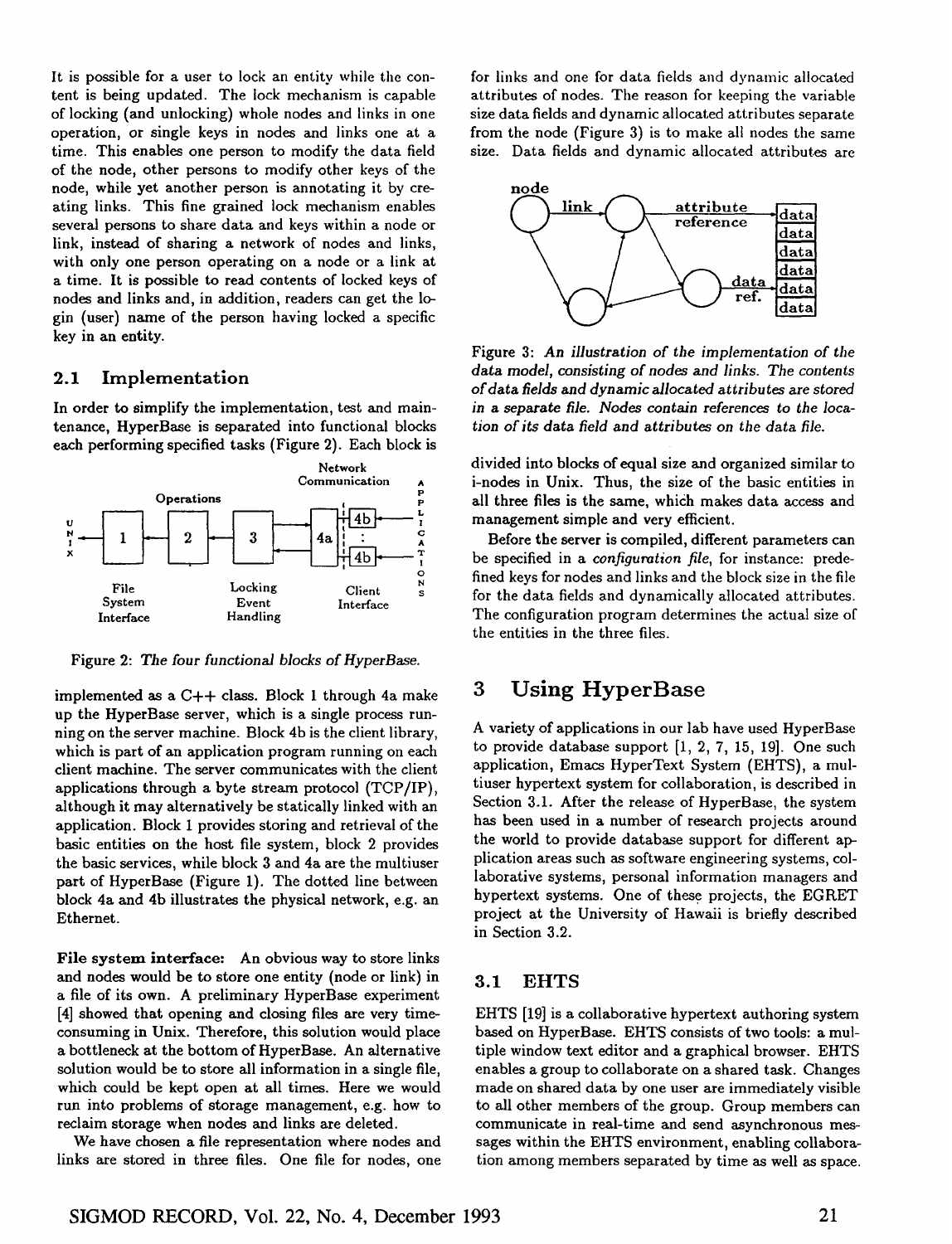It is possible for a user to lock an entity while the content is being updated. The lock mechanism is capable of locking (and unlocking) whole nodes and links in one operation, or single keys in nodes and links one at a time. This enables one person to modify the data field of the node, other persons to modify other keys of the node, while yet another person is annotating it by creating links. This fine grained lock mechanism enables several persons to share data and keys within a node or link, instead of sharing a network of nodes and links, with only one person operating on a node or a link at a time. It is possible to read contents of locked keys of nodes and links and, in addition, readers can get the login (user) name of the person having locked a specific key in an entity.

## 2.1 Implementation

In order to simplify the implementation, test and maintenance, HyperBase is separated into functional blocks each performing specified tasks (Figure 2). Each block is implemented as a C++ class. Block 1 through 4a make up the HyperBase server, which is a single process running on the server machine. Block 4b is the client library, which is part of an application program running on each client machine. The server communicates with the client applications through a byte stream protocol (TCP/IP), although it may alternatively be statically linked with an application. Block 1 provides storing and retrieval of the basic entities on the host file system, block 2 provides the basic services, while block 3 and 4a are the multiuser part of HyperBase (Figure 1). The dotted line between block 4a and 4b illustrates the physical network, e.g. an Ethernet.

Figure 2: *The four functional blocks of HyperBase.*

**File system interface:** An obvious way to store links and nodes would be to store one entity (node or link) in a file of its own. A preliminary HyperBase experiment [4] showed that opening and closing files are very time-consuming in Unix. Therefore, this solution would place a bottleneck at the bottom of HyperBase. An alternative solution would be to store all information in a single file, which could be kept open at all times. Here we would run into problems of storage management, e.g. how to reclaim storage when nodes and links are deleted.

We have chosen a file representation where nodes and links are stored in three files. One file for nodes, one for links and one for data fields and dynamic allocated attributes of nodes. The reason for keeping the variable size data fields and dynamic allocated attributes separate from the node (Figure 3) is to make all nodes the same size. Data fields and dynamic allocated attributes are divided into blocks of equal size and organized similar to i-nodes in Unix. Thus, the size of the basic entities in all three files is the same, which makes data access and management simple and very efficient.

Figure 3: *An illustration of the implementation of the data model, consisting of nodes and links. The contents of data fields and dynamic allocated attributes are stored in a separate file. Nodes contain references to the location of its data field and attributes on the data file.*

Before the server is compiled, different parameters can be specified in a *configuration file*, for instance: predefined keys for nodes and links and the block size in the file for the data fields and dynamically allocated attributes. The configuration program determines the actual size of the entities in the three files.

# 3 Using HyperBase

A variety of applications in our lab have used HyperBase to provide database support [1, 2, 7, 15, 19]. One such application, Emacs HyperText System (EHTS), a multiuser hypertext system for collaboration, is described in Section 3.1. After the release of HyperBase, the system has been used in a number of research projects around the world to provide database support for different application areas such as software engineering systems, collaborative systems, personal information managers and hypertext systems. One of these projects, the EGRET project at the University of Hawaii is briefly described in Section 3.2.

## 3.1 EHTS

EHTS [19] is a collaborative hypertext authoring system based on HyperBase. EHTS consists of two tools: a multiple window text editor and a graphical browser. EHTS enables a group to collaborate on a shared task. Changes made on shared data by one user are immediately visible to all other members of the group. Group members can communicate in real-time and send asynchronous messages within the EHTS environment, enabling collaboration among members separated by time as well as space.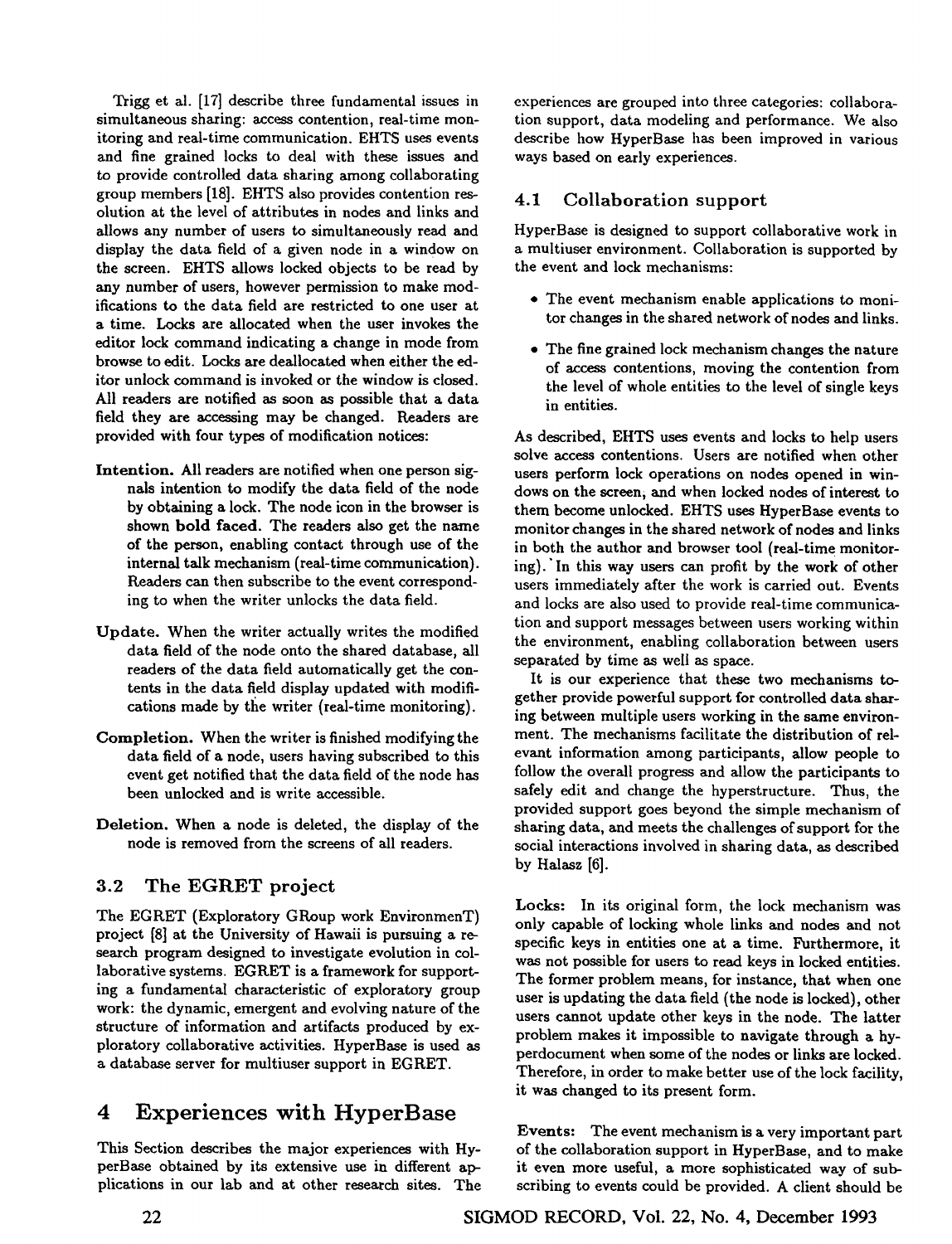Trigg et al. [17] describe three fundamental issues in simultaneous sharing: access contention, real-time monitoring and real-time communication. EHTS uses events and fine grained locks to deal with these issues and to provide controlled data sharing among collaborating group members [18]. EHTS also provides contention resolution at the level of attributes in nodes and links and allows any number of users to simultaneously read and display the data field of a given node in a window on the screen. EHTS allows locked objects to be read by any number of users, however permission to make modifications to the data field are restricted to one user at a time. Locks are allocated when the user invokes the editor lock command indicating a change in mode from browse to edit. Locks are deallocated when either the editor unlock command is invoked or the window is closed. All readers are notified as soon as possible that a data field they are accessing may be changed. Readers are provided with four types of modification notices:

**Intention.** All readers are notified when one person signals intention to modify the data field of the node by obtaining a lock. The node icon in the browser is shown **bold faced**. The readers also get the name of the person, enabling contact through use of the internal talk mechanism (real-time communication). Readers can then subscribe to the event corresponding to when the writer unlocks the data field.

**Update.** When the writer actually writes the modified data field of the node onto the shared database, all readers of the data field automatically get the contents in the data field display updated with modifications made by the writer (real-time monitoring).

**Completion.** When the writer is finished modifying the data field of a node, users having subscribed to this event get notified that the data field of the node has been unlocked and is write accessible.

**Deletion.** When a node is deleted, the display of the node is removed from the screens of all readers.

### 3.2 The EGRET project

The EGRET (Exploratory GRoup work EnvironmenT) project [8] at the University of Hawaii is pursuing a research program designed to investigate evolution in collaborative systems. EGRET is a framework for supporting a fundamental characteristic of exploratory group work: the dynamic, emergent and evolving nature of the structure of information and artifacts produced by exploratory collaborative activities. HyperBase is used as a database server for multiuser support in EGRET.

## 4 Experiences with HyperBase

This Section describes the major experiences with HyperBase obtained by its extensive use in different applications in our lab and at other research sites. The experiences are grouped into three categories: collaboration support, data modeling and performance. We also describe how HyperBase has been improved in various ways based on early experiences.

### 4.1 Collaboration support

HyperBase is designed to support collaborative work in a multiuser environment. Collaboration is supported by the event and lock mechanisms:

- The event mechanism enable applications to monitor changes in the shared network of nodes and links.
- The fine grained lock mechanism changes the nature of access contentions, moving the contention from the level of whole entities to the level of single keys in entities.

As described, EHTS uses events and locks to help users solve access contentions. Users are notified when other users perform lock operations on nodes opened in windows on the screen, and when locked nodes of interest to them become unlocked. EHTS uses HyperBase events to monitor changes in the shared network of nodes and links in both the author and browser tool (real-time monitoring). In this way users can profit by the work of other users immediately after the work is carried out. Events and locks are also used to provide real-time communication and support messages between users working within the environment, enabling collaboration between users separated by time as well as space.

It is our experience that these two mechanisms together provide powerful support for controlled data sharing between multiple users working in the same environment. The mechanisms facilitate the distribution of relevant information among participants, allow people to follow the overall progress and allow the participants to safely edit and change the hyperstructure. Thus, the provided support goes beyond the simple mechanism of sharing data, and meets the challenges of support for the social interactions involved in sharing data, as described by Halasz [6].

**Locks:** In its original form, the lock mechanism was only capable of locking whole links and nodes and not specific keys in entities one at a time. Furthermore, it was not possible for users to read keys in locked entities. The former problem means, for instance, that when one user is updating the data field (the node is locked), other users cannot update other keys in the node. The latter problem makes it impossible to navigate through a hyperdocument when some of the nodes or links are locked. Therefore, in order to make better use of the lock facility, it was changed to its present form.

**Events:** The event mechanism is a very important part of the collaboration support in HyperBase, and to make it even more useful, a more sophisticated way of subscribing to events could be provided. A client should be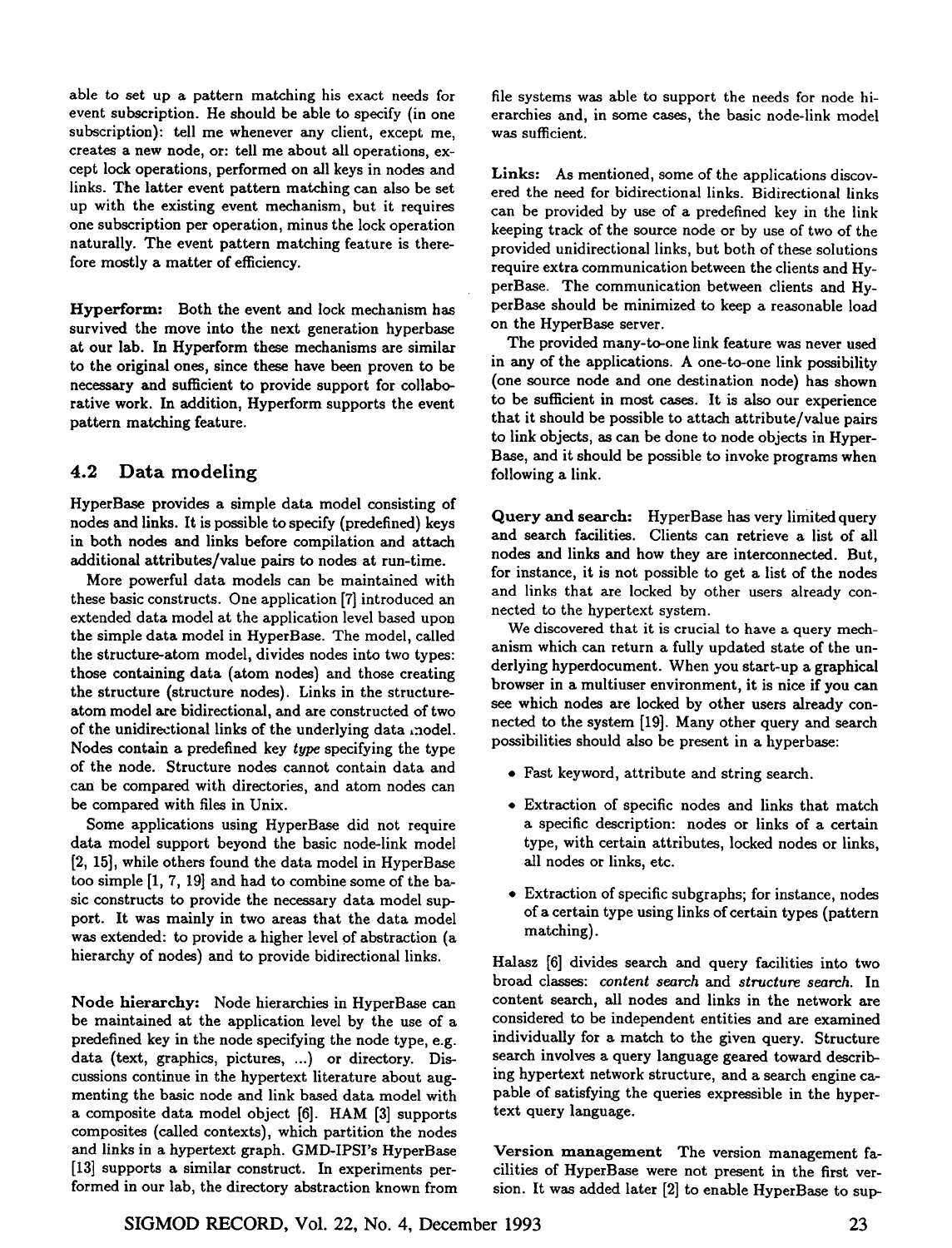able to set up a pattern matching his exact needs for event subscription. He should be able to specify (in one subscription): tell me whenever any client, except me, creates a new node, or: tell me about all operations, except lock operations, performed on all keys in nodes and links. The latter event pattern matching can also be set up with the existing event mechanism, but it requires one subscription per operation, minus the lock operation naturally. The event pattern matching feature is therefore mostly a matter of efficiency.

**Hyperform:** Both the event and lock mechanism has survived the move into the next generation hyperbase at our lab. In Hyperform these mechanisms are similar to the original ones, since these have been proven to be necessary and sufficient to provide support for collaborative work. In addition, Hyperform supports the event pattern matching feature.

## 4.2 Data modeling

HyperBase provides a simple data model consisting of nodes and links. It is possible to specify (predefined) keys in both nodes and links before compilation and attach additional attributes/value pairs to nodes at run-time.

More powerful data models can be maintained with these basic constructs. One application [7] introduced an extended data model at the application level based upon the simple data model in HyperBase. The model, called the structure-atom model, divides nodes into two types: those containing data (atom nodes) and those creating the structure (structure nodes). Links in the structure-atom model are bidirectional, and are constructed of two of the unidirectional links of the underlying data model. Nodes contain a predefined key *type* specifying the type of the node. Structure nodes cannot contain data and can be compared with directories, and atom nodes can be compared with files in Unix.

Some applications using HyperBase did not require data model support beyond the basic node-link model [2, 15], while others found the data model in HyperBase too simple [1, 7, 19] and had to combine some of the basic constructs to provide the necessary data model support. It was mainly in two areas that the data model was extended: to provide a higher level of abstraction (a hierarchy of nodes) and to provide bidirectional links.

**Node hierarchy:** Node hierarchies in HyperBase can be maintained at the application level by the use of a predefined key in the node specifying the node type, e.g. data (text, graphics, pictures, ...) or directory. Discussions continue in the hypertext literature about augmenting the basic node and link based data model with a composite data model object [6]. HAM [3] supports composites (called contexts), which partition the nodes and links in a hypertext graph. GMD-IPSI's HyperBase [13] supports a similar construct. In experiments performed in our lab, the directory abstraction known from file systems was able to support the needs for node hierarchies and, in some cases, the basic node-link model was sufficient.

**Links:** As mentioned, some of the applications discovered the need for bidirectional links. Bidirectional links can be provided by use of a predefined key in the link keeping track of the source node or by use of two of the provided unidirectional links, but both of these solutions require extra communication between the clients and HyperBase. The communication between clients and HyperBase should be minimized to keep a reasonable load on the HyperBase server.

The provided many-to-one link feature was never used in any of the applications. A one-to-one link possibility (one source node and one destination node) has shown to be sufficient in most cases. It is also our experience that it should be possible to attach attribute/value pairs to link objects, as can be done to node objects in HyperBase, and it should be possible to invoke programs when following a link.

**Query and search:** HyperBase has very limited query and search facilities. Clients can retrieve a list of all nodes and links and how they are interconnected. But, for instance, it is not possible to get a list of the nodes and links that are locked by other users already connected to the hypertext system.

We discovered that it is crucial to have a query mechanism which can return a fully updated state of the underlying hyperdocument. When you start-up a graphical browser in a multiuser environment, it is nice if you can see which nodes are locked by other users already connected to the system [19]. Many other query and search possibilities should also be present in a hyperbase:

- Fast keyword, attribute and string search.
- Extraction of specific nodes and links that match a specific description: nodes or links of a certain type, with certain attributes, locked nodes or links, all nodes or links, etc.
- Extraction of specific subgraphs; for instance, nodes of a certain type using links of certain types (pattern matching).

Halasz [6] divides search and query facilities into two broad classes: *content search* and *structure search*. In content search, all nodes and links in the network are considered to be independent entities and are examined individually for a match to the given query. Structure search involves a query language geared toward describing hypertext network structure, and a search engine capable of satisfying the queries expressible in the hypertext query language.

**Version management** The version management facilities of HyperBase were not present in the first version. It was added later [2] to enable HyperBase to sup-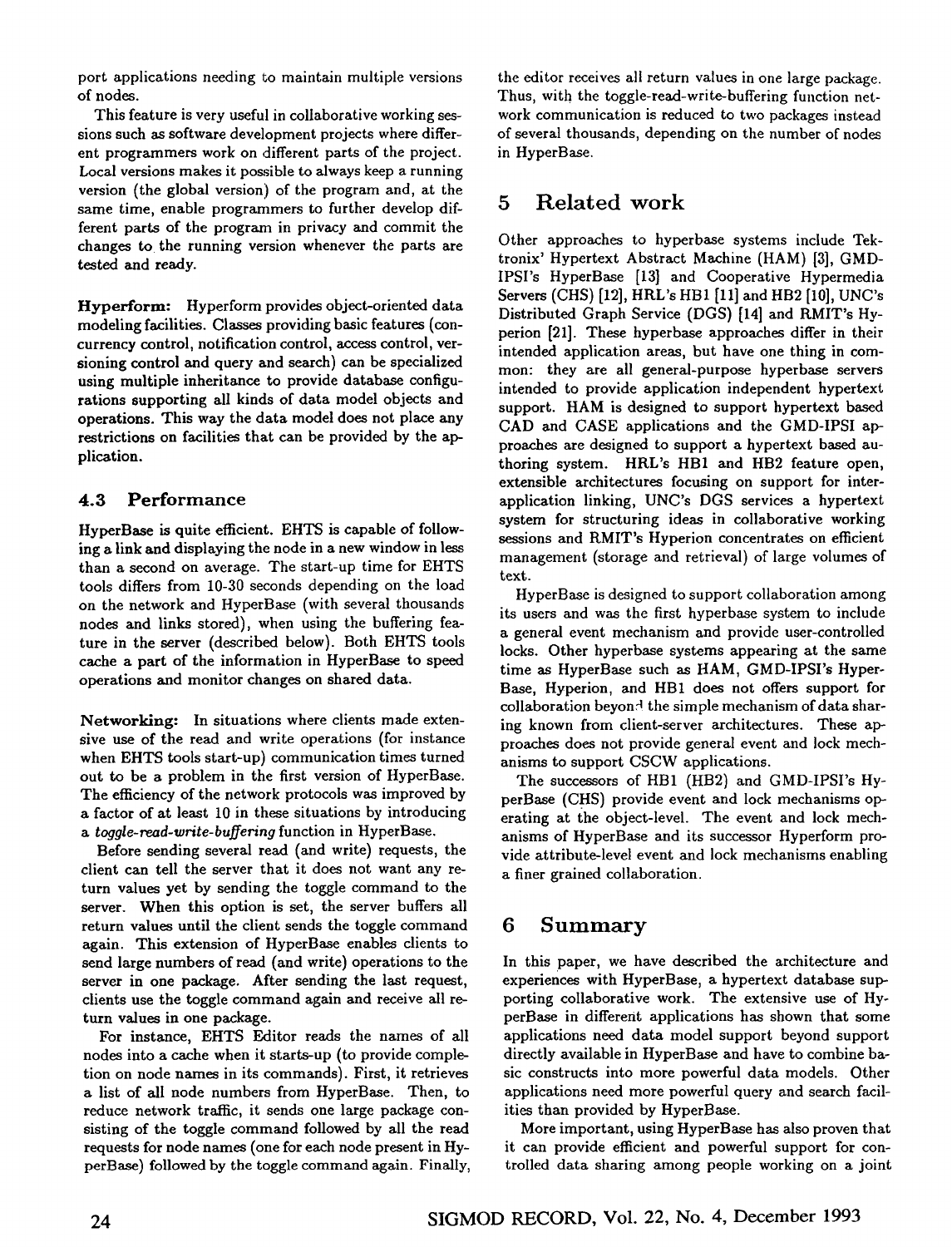port applications needing to maintain multiple versions of nodes.

This feature is very useful in collaborative working sessions such as software development projects where different programmers work on different parts of the project. Local versions makes it possible to always keep a running version (the global version) of the program and, at the same time, enable programmers to further develop different parts of the program in privacy and commit the changes to the running version whenever the parts are tested and ready.

**Hyperform:** Hyperform provides object-oriented data modeling facilities. Classes providing basic features (concurrency control, notification control, access control, versioning control and query and search) can be specialized using multiple inheritance to provide database configurations supporting all kinds of data model objects and operations. This way the data model does not place any restrictions on facilities that can be provided by the application.

### 4.3 Performance

HyperBase is quite efficient. EHTS is capable of following a link and displaying the node in a new window in less than a second on average. The start-up time for EHTS tools differs from 10-30 seconds depending on the load on the network and HyperBase (with several thousands nodes and links stored), when using the buffering feature in the server (described below). Both EHTS tools cache a part of the information in HyperBase to speed operations and monitor changes on shared data.

**Networking:** In situations where clients made extensive use of the read and write operations (for instance when EHTS tools start-up) communication times turned out to be a problem in the first version of HyperBase. The efficiency of the network protocols was improved by a factor of at least 10 in these situations by introducing a *toggle-read-write-buffering* function in HyperBase.

Before sending several read (and write) requests, the client can tell the server that it does not want any return values yet by sending the toggle command to the server. When this option is set, the server buffers all return values until the client sends the toggle command again. This extension of HyperBase enables clients to send large numbers of read (and write) operations to the server in one package. After sending the last request, clients use the toggle command again and receive all return values in one package.

For instance, EHTS Editor reads the names of all nodes into a cache when it starts-up (to provide completion on node names in its commands). First, it retrieves a list of all node numbers from HyperBase. Then, to reduce network traffic, it sends one large package consisting of the toggle command followed by all the read requests for node names (one for each node present in HyperBase) followed by the toggle command again. Finally, the editor receives all return values in one large package. Thus, with the toggle-read-write-buffering function network communication is reduced to two packages instead of several thousands, depending on the number of nodes in HyperBase.

## 5 Related work

Other approaches to hyperbase systems include Tektronix' Hypertext Abstract Machine (HAM) [3], GMD-IPSI's HyperBase [13] and Cooperative Hypermedia Servers (CHS) [12], HRL's HB1 [11] and HB2 [10], UNC's Distributed Graph Service (DGS) [14] and RMIT's Hyperion [21]. These hyperbase approaches differ in their intended application areas, but have one thing in common: they are all general-purpose hyperbase servers intended to provide application independent hypertext support. HAM is designed to support hypertext based CAD and CASE applications and the GMD-IPSI approaches are designed to support a hypertext based authoring system. HRL's HB1 and HB2 feature open, extensible architectures focusing on support for inter-application linking, UNC's DGS services a hypertext system for structuring ideas in collaborative working sessions and RMIT's Hyperion concentrates on efficient management (storage and retrieval) of large volumes of text.

HyperBase is designed to support collaboration among its users and was the first hyperbase system to include a general event mechanism and provide user-controlled locks. Other hyperbase systems appearing at the same time as HyperBase such as HAM, GMD-IPSI's HyperBase, Hyperion, and HB1 does not offers support for collaboration beyond the simple mechanism of data sharing known from client-server architectures. These approaches does not provide general event and lock mechanisms to support CSCW applications.

The successors of HB1 (HB2) and GMD-IPSI's HyperBase (CHS) provide event and lock mechanisms operating at the object-level. The event and lock mechanisms of HyperBase and its successor Hyperform provide attribute-level event and lock mechanisms enabling a finer grained collaboration.

## 6 Summary

In this paper, we have described the architecture and experiences with HyperBase, a hypertext database supporting collaborative work. The extensive use of HyperBase in different applications has shown that some applications need data model support beyond support directly available in HyperBase and have to combine basic constructs into more powerful data models. Other applications need more powerful query and search facilities than provided by HyperBase.

More important, using HyperBase has also proven that it can provide efficient and powerful support for controlled data sharing among people working on a joint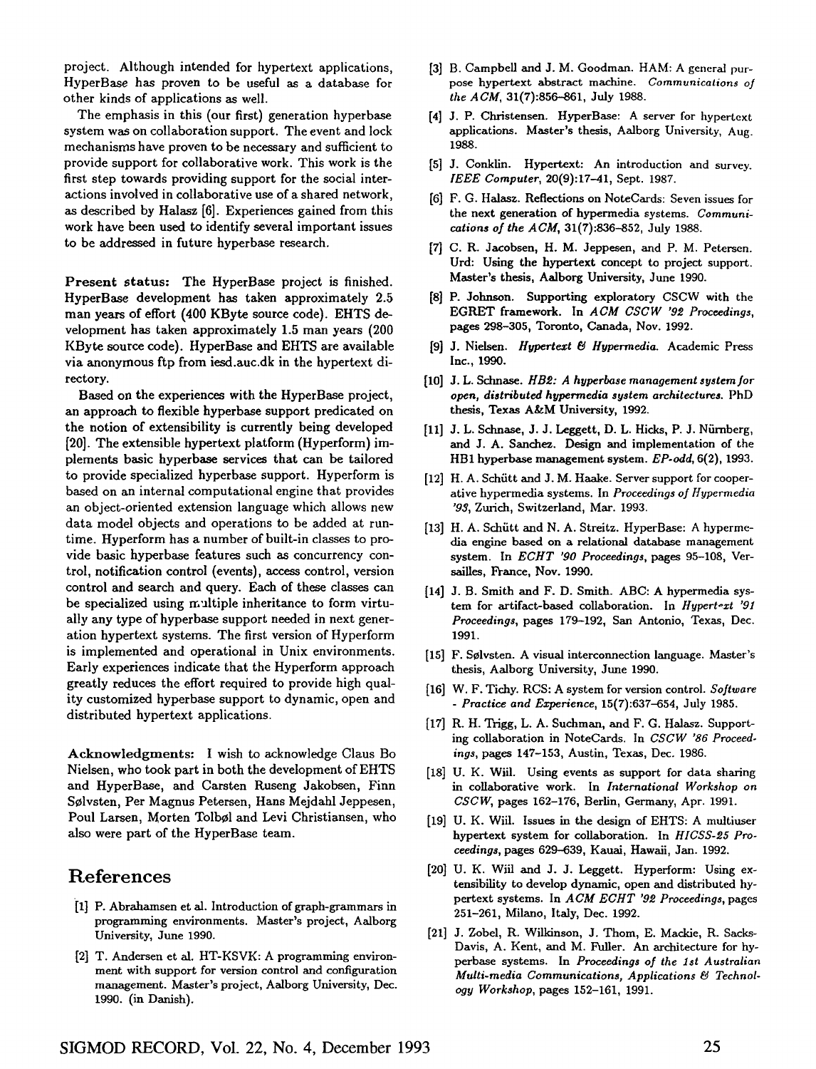project. Although intended for hypertext applications, HyperBase has proven to be useful as a database for other kinds of applications as well.

The emphasis in this (our first) generation hyperbase system was on collaboration support. The event and lock mechanisms have proven to be necessary and sufficient to provide support for collaborative work. This work is the first step towards providing support for the social interactions involved in collaborative use of a shared network, as described by Halasz [6]. Experiences gained from this work have been used to identify several important issues to be addressed in future hyperbase research.

**Present status:** The HyperBase project is finished. HyperBase development has taken approximately 2.5 man years of effort (400 KByte source code). EHTS development has taken approximately 1.5 man years (200 KByte source code). HyperBase and EHTS are available via anonymous ftp from iesd.auc.dk in the hypertext directory.

Based on the experiences with the HyperBase project, an approach to flexible hyperbase support predicated on the notion of extensibility is currently being developed [20]. The extensible hypertext platform (Hyperform) implements basic hyperbase services that can be tailored to provide specialized hyperbase support. Hyperform is based on an internal computational engine that provides an object-oriented extension language which allows new data model objects and operations to be added at runtime. Hyperform has a number of built-in classes to provide basic hyperbase features such as concurrency control, notification control (events), access control, version control and search and query. Each of these classes can be specialized using multiple inheritance to form virtually any type of hyperbase support needed in next generation hypertext systems. The first version of Hyperform is implemented and operational in Unix environments. Early experiences indicate that the Hyperform approach greatly reduces the effort required to provide high quality customized hyperbase support to dynamic, open and distributed hypertext applications.

**Acknowledgments:** I wish to acknowledge Claus Bo Nielsen, who took part in both the development of EHTS and HyperBase, and Carsten Ruseng Jakobsen, Finn Sølvsten, Per Magnus Petersen, Hans Mejdahl Jeppesen, Poul Larsen, Morten Tolbøl and Levi Christiansen, who also were part of the HyperBase team.

## References

[1] P. Abrahamsen et al. Introduction of graph-grammars in programming environments. Master's project, Aalborg University, June 1990.

[2] T. Andersen et al. HT-KSVK: A programming environment with support for version control and configuration management. Master's project, Aalborg University, Dec. 1990. (in Danish).

[3] B. Campbell and J. M. Goodman. HAM: A general purpose hypertext abstract machine. *Communications of the ACM*, 31(7):856–861, July 1988.

[4] J. P. Christensen. HyperBase: A server for hypertext applications. Master's thesis, Aalborg University, Aug. 1988.

[5] J. Conklin. Hypertext: An introduction and survey. *IEEE Computer*, 20(9):17–41, Sept. 1987.

[6] F. G. Halasz. Reflections on NoteCards: Seven issues for the next generation of hypermedia systems. *Communications of the ACM*, 31(7):836–852, July 1988.

[7] C. R. Jacobsen, H. M. Jeppesen, and P. M. Petersen. Urd: Using the hypertext concept to project support. Master's thesis, Aalborg University, June 1990.

[8] P. Johnson. Supporting exploratory CSCW with the EGRET framework. In *ACM CSCW '92 Proceedings*, pages 298–305, Toronto, Canada, Nov. 1992.

[9] J. Nielsen. *Hypertext & Hypermedia*. Academic Press Inc., 1990.

[10] J. L. Schnase. *HB2: A hyperbase management system for open, distributed hypermedia system architectures*. PhD thesis, Texas A&M University, 1992.

[11] J. L. Schnase, J. J. Leggett, D. L. Hicks, P. J. Nürnberg, and J. A. Sanchez. Design and implementation of the HB1 hyperbase management system. *EP-odd*, 6(2), 1993.

[12] H. A. Schütt and J. M. Haake. Server support for cooperative hypermedia systems. In *Proceedings of Hypermedia '93*, Zurich, Switzerland, Mar. 1993.

[13] H. A. Schütt and N. A. Streitz. HyperBase: A hypermedia engine based on a relational database management system. In *ECHT '90 Proceedings*, pages 95–108, Versailles, France, Nov. 1990.

[14] J. B. Smith and F. D. Smith. ABC: A hypermedia system for artifact-based collaboration. In *Hypertext '91 Proceedings*, pages 179–192, San Antonio, Texas, Dec. 1991.

[15] F. Sølvsten. A visual interconnection language. Master's thesis, Aalborg University, June 1990.

[16] W. F. Tichy. RCS: A system for version control. *Software - Practice and Experience*, 15(7):637–654, July 1985.

[17] R. H. Trigg, L. A. Suchman, and F. G. Halasz. Supporting collaboration in NoteCards. In *CSCW '86 Proceedings*, pages 147–153, Austin, Texas, Dec. 1986.

[18] U. K. Wiil. Using events as support for data sharing in collaborative work. In *International Workshop on CSCW*, pages 162–176, Berlin, Germany, Apr. 1991.

[19] U. K. Wiil. Issues in the design of EHTS: A multiuser hypertext system for collaboration. In *HICSS-25 Proceedings*, pages 629–639, Kauai, Hawaii, Jan. 1992.

[20] U. K. Wiil and J. J. Leggett. Hyperform: Using extensibility to develop dynamic, open and distributed hypertext systems. In *ACM ECHT '92 Proceedings*, pages 251–261, Milano, Italy, Dec. 1992.

[21] J. Zobel, R. Wilkinson, J. Thom, E. Mackie, R. Sacks-Davis, A. Kent, and M. Fuller. An architecture for hyperbase systems. In *Proceedings of the 1st Australian Multi-media Communications, Applications & Technology Workshop*, pages 152–161, 1991.